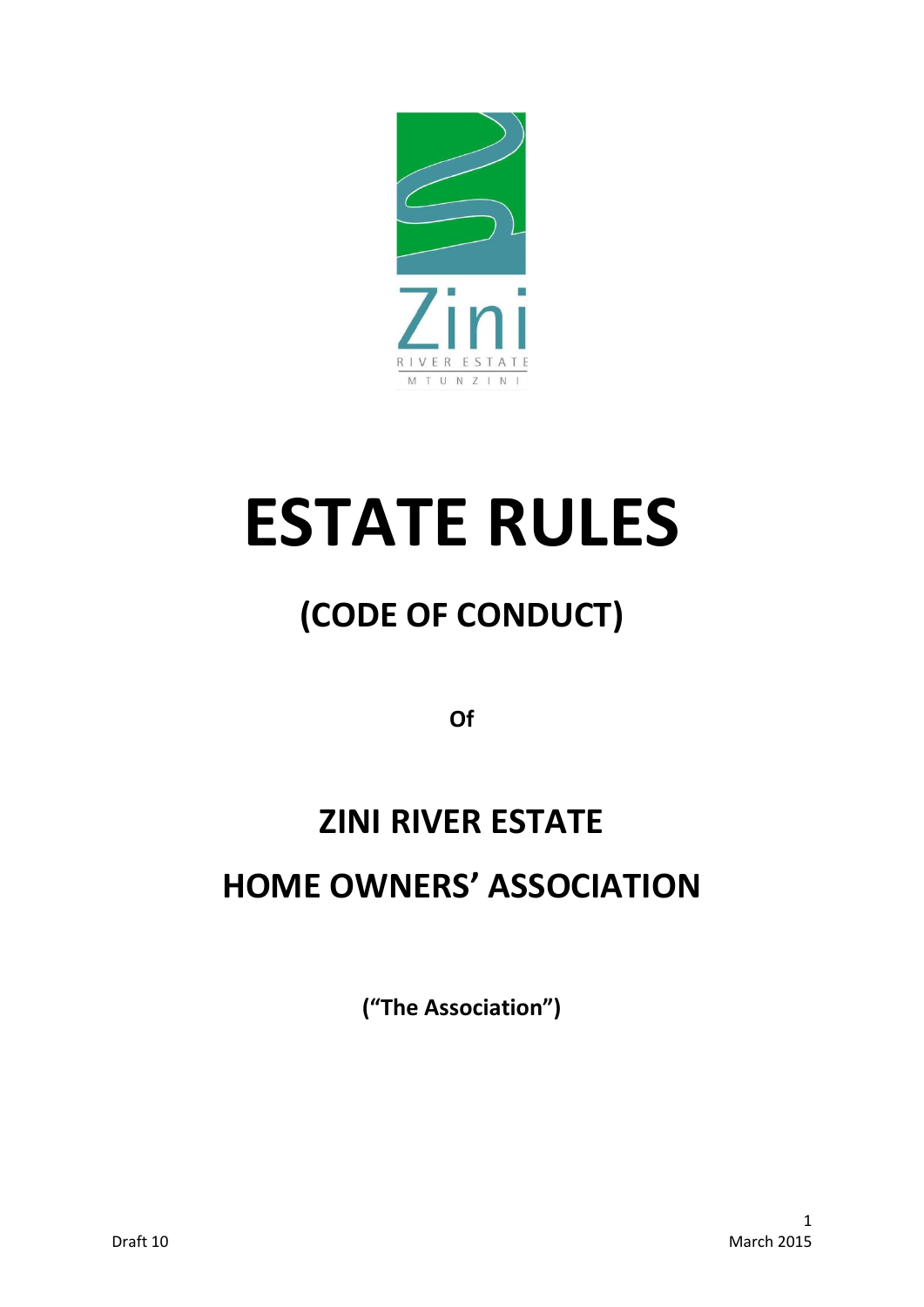# ESTATE RULES

## (CODE OF CONDUCT)

**Of**

## ZINI RIVER ESTATE

## HOME OWNERS' ASSOCIATION

**("The Association")**

Draft 10

March 2015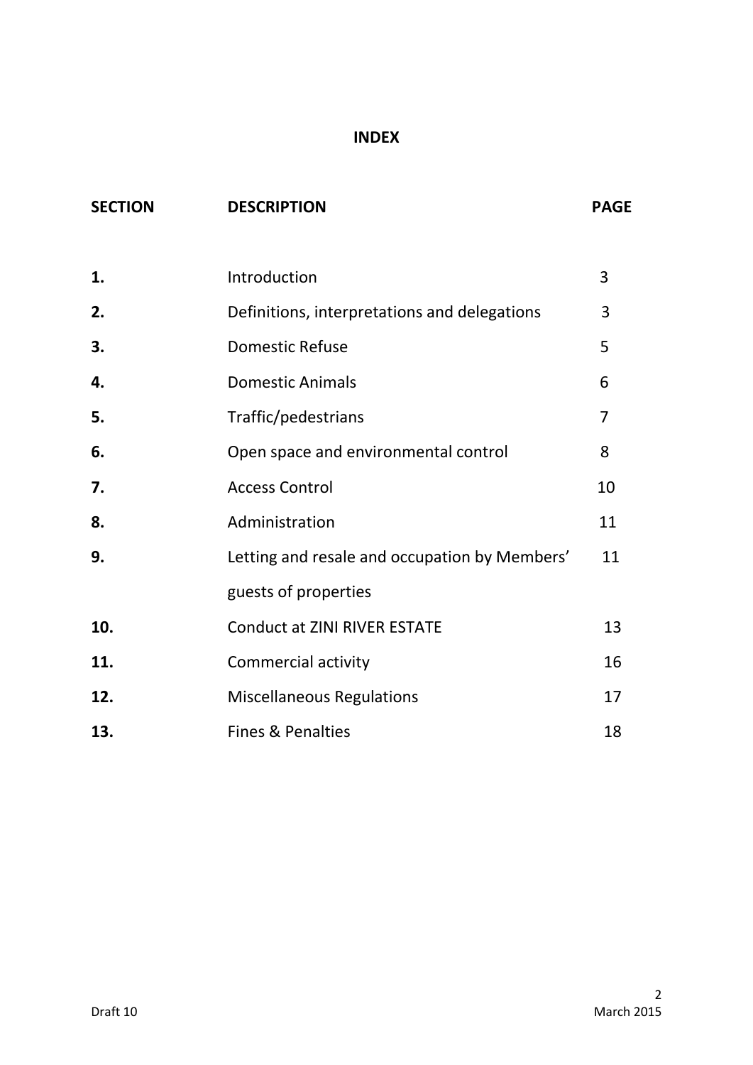# INDEX

| SECTION | DESCRIPTION | PAGE |
|---|---|---|
| **1.** | Introduction | 3 |
| **2.** | Definitions, interpretations and delegations | 3 |
| **3.** | Domestic Refuse | 5 |
| **4.** | Domestic Animals | 6 |
| **5.** | Traffic/pedestrians | 7 |
| **6.** | Open space and environmental control | 8 |
| **7.** | Access Control | 10 |
| **8.** | Administration | 11 |
| **9.** | Letting and resale and occupation by Members' guests of properties | 11 |
| **10.** | Conduct at ZINI RIVER ESTATE | 13 |
| **11.** | Commercial activity | 16 |
| **12.** | Miscellaneous Regulations | 17 |
| **13.** | Fines & Penalties | 18 |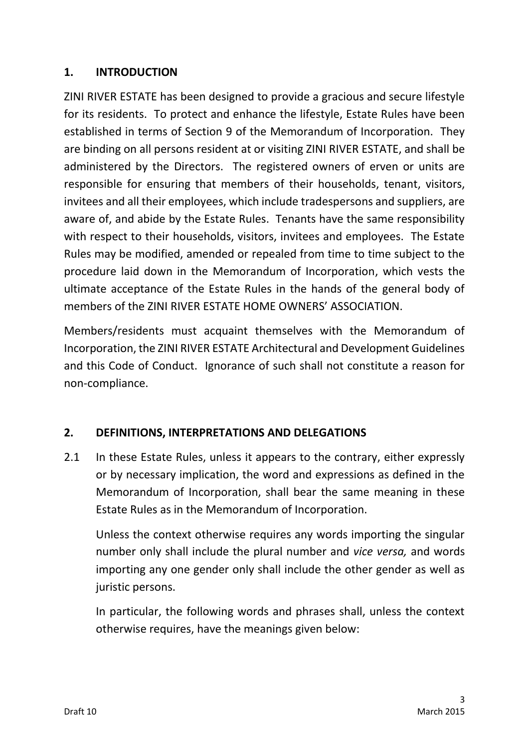## 1. INTRODUCTION

ZINI RIVER ESTATE has been designed to provide a gracious and secure lifestyle for its residents. To protect and enhance the lifestyle, Estate Rules have been established in terms of Section 9 of the Memorandum of Incorporation. They are binding on all persons resident at or visiting ZINI RIVER ESTATE, and shall be administered by the Directors. The registered owners of erven or units are responsible for ensuring that members of their households, tenant, visitors, invitees and all their employees, which include tradespersons and suppliers, are aware of, and abide by the Estate Rules. Tenants have the same responsibility with respect to their households, visitors, invitees and employees. The Estate Rules may be modified, amended or repealed from time to time subject to the procedure laid down in the Memorandum of Incorporation, which vests the ultimate acceptance of the Estate Rules in the hands of the general body of members of the ZINI RIVER ESTATE HOME OWNERS' ASSOCIATION.

Members/residents must acquaint themselves with the Memorandum of Incorporation, the ZINI RIVER ESTATE Architectural and Development Guidelines and this Code of Conduct. Ignorance of such shall not constitute a reason for non-compliance.

## 2. DEFINITIONS, INTERPRETATIONS AND DELEGATIONS

2.1 In these Estate Rules, unless it appears to the contrary, either expressly or by necessary implication, the word and expressions as defined in the Memorandum of Incorporation, shall bear the same meaning in these Estate Rules as in the Memorandum of Incorporation.

Unless the context otherwise requires any words importing the singular number only shall include the plural number and *vice versa,* and words importing any one gender only shall include the other gender as well as juristic persons.

In particular, the following words and phrases shall, unless the context otherwise requires, have the meanings given below: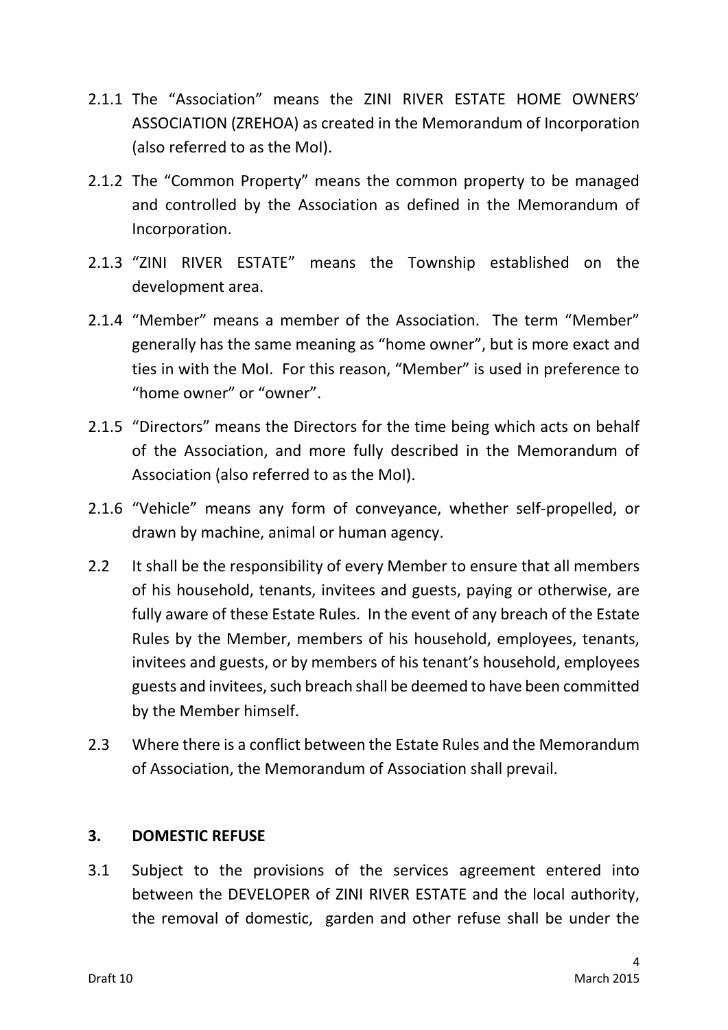2.1.1 The "Association" means the ZINI RIVER ESTATE HOME OWNERS' ASSOCIATION (ZREHOA) as created in the Memorandum of Incorporation (also referred to as the MoI).

2.1.2 The "Common Property" means the common property to be managed and controlled by the Association as defined in the Memorandum of Incorporation.

2.1.3 "ZINI RIVER ESTATE" means the Township established on the development area.

2.1.4 "Member" means a member of the Association. The term "Member" generally has the same meaning as "home owner", but is more exact and ties in with the MoI. For this reason, "Member" is used in preference to "home owner" or "owner".

2.1.5 "Directors" means the Directors for the time being which acts on behalf of the Association, and more fully described in the Memorandum of Association (also referred to as the MoI).

2.1.6 "Vehicle" means any form of conveyance, whether self-propelled, or drawn by machine, animal or human agency.

2.2 It shall be the responsibility of every Member to ensure that all members of his household, tenants, invitees and guests, paying or otherwise, are fully aware of these Estate Rules. In the event of any breach of the Estate Rules by the Member, members of his household, employees, tenants, invitees and guests, or by members of his tenant's household, employees guests and invitees, such breach shall be deemed to have been committed by the Member himself.

2.3 Where there is a conflict between the Estate Rules and the Memorandum of Association, the Memorandum of Association shall prevail.

## 3. DOMESTIC REFUSE

3.1 Subject to the provisions of the services agreement entered into between the DEVELOPER of ZINI RIVER ESTATE and the local authority, the removal of domestic, garden and other refuse shall be under the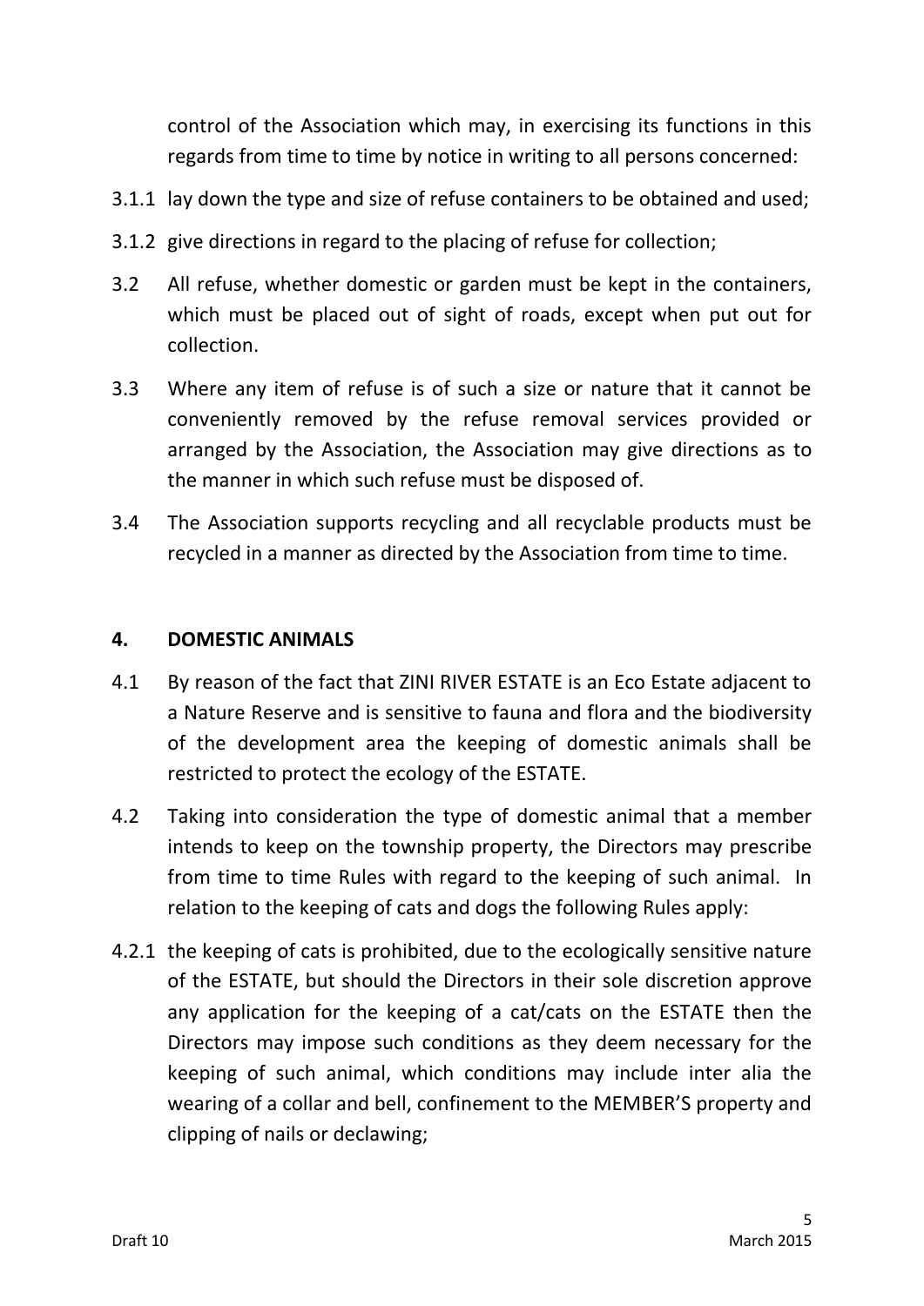control of the Association which may, in exercising its functions in this regards from time to time by notice in writing to all persons concerned:

3.1.1 lay down the type and size of refuse containers to be obtained and used;

3.1.2 give directions in regard to the placing of refuse for collection;

3.2 All refuse, whether domestic or garden must be kept in the containers, which must be placed out of sight of roads, except when put out for collection.

3.3 Where any item of refuse is of such a size or nature that it cannot be conveniently removed by the refuse removal services provided or arranged by the Association, the Association may give directions as to the manner in which such refuse must be disposed of.

3.4 The Association supports recycling and all recyclable products must be recycled in a manner as directed by the Association from time to time.

## 4. DOMESTIC ANIMALS

4.1 By reason of the fact that ZINI RIVER ESTATE is an Eco Estate adjacent to a Nature Reserve and is sensitive to fauna and flora and the biodiversity of the development area the keeping of domestic animals shall be restricted to protect the ecology of the ESTATE.

4.2 Taking into consideration the type of domestic animal that a member intends to keep on the township property, the Directors may prescribe from time to time Rules with regard to the keeping of such animal. In relation to the keeping of cats and dogs the following Rules apply:

4.2.1 the keeping of cats is prohibited, due to the ecologically sensitive nature of the ESTATE, but should the Directors in their sole discretion approve any application for the keeping of a cat/cats on the ESTATE then the Directors may impose such conditions as they deem necessary for the keeping of such animal, which conditions may include inter alia the wearing of a collar and bell, confinement to the MEMBER'S property and clipping of nails or declawing;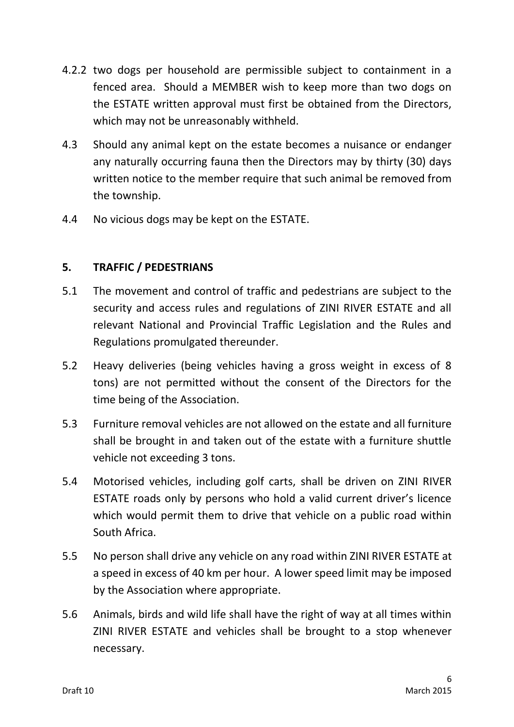4.2.2 two dogs per household are permissible subject to containment in a fenced area. Should a MEMBER wish to keep more than two dogs on the ESTATE written approval must first be obtained from the Directors, which may not be unreasonably withheld.

4.3 Should any animal kept on the estate becomes a nuisance or endanger any naturally occurring fauna then the Directors may by thirty (30) days written notice to the member require that such animal be removed from the township.

4.4 No vicious dogs may be kept on the ESTATE.

## 5. TRAFFIC / PEDESTRIANS

5.1 The movement and control of traffic and pedestrians are subject to the security and access rules and regulations of ZINI RIVER ESTATE and all relevant National and Provincial Traffic Legislation and the Rules and Regulations promulgated thereunder.

5.2 Heavy deliveries (being vehicles having a gross weight in excess of 8 tons) are not permitted without the consent of the Directors for the time being of the Association.

5.3 Furniture removal vehicles are not allowed on the estate and all furniture shall be brought in and taken out of the estate with a furniture shuttle vehicle not exceeding 3 tons.

5.4 Motorised vehicles, including golf carts, shall be driven on ZINI RIVER ESTATE roads only by persons who hold a valid current driver's licence which would permit them to drive that vehicle on a public road within South Africa.

5.5 No person shall drive any vehicle on any road within ZINI RIVER ESTATE at a speed in excess of 40 km per hour. A lower speed limit may be imposed by the Association where appropriate.

5.6 Animals, birds and wild life shall have the right of way at all times within ZINI RIVER ESTATE and vehicles shall be brought to a stop whenever necessary.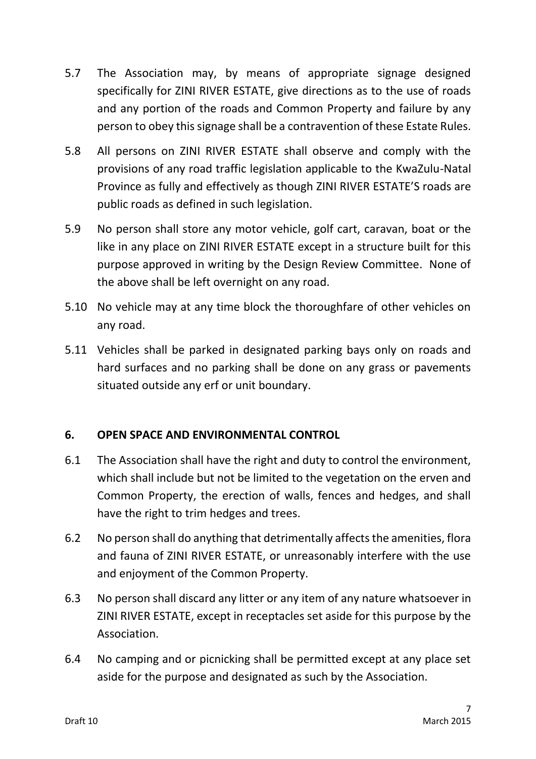5.7 The Association may, by means of appropriate signage designed specifically for ZINI RIVER ESTATE, give directions as to the use of roads and any portion of the roads and Common Property and failure by any person to obey this signage shall be a contravention of these Estate Rules.

5.8 All persons on ZINI RIVER ESTATE shall observe and comply with the provisions of any road traffic legislation applicable to the KwaZulu-Natal Province as fully and effectively as though ZINI RIVER ESTATE'S roads are public roads as defined in such legislation.

5.9 No person shall store any motor vehicle, golf cart, caravan, boat or the like in any place on ZINI RIVER ESTATE except in a structure built for this purpose approved in writing by the Design Review Committee. None of the above shall be left overnight on any road.

5.10 No vehicle may at any time block the thoroughfare of other vehicles on any road.

5.11 Vehicles shall be parked in designated parking bays only on roads and hard surfaces and no parking shall be done on any grass or pavements situated outside any erf or unit boundary.

## 6. OPEN SPACE AND ENVIRONMENTAL CONTROL

6.1 The Association shall have the right and duty to control the environment, which shall include but not be limited to the vegetation on the erven and Common Property, the erection of walls, fences and hedges, and shall have the right to trim hedges and trees.

6.2 No person shall do anything that detrimentally affects the amenities, flora and fauna of ZINI RIVER ESTATE, or unreasonably interfere with the use and enjoyment of the Common Property.

6.3 No person shall discard any litter or any item of any nature whatsoever in ZINI RIVER ESTATE, except in receptacles set aside for this purpose by the Association.

6.4 No camping and or picnicking shall be permitted except at any place set aside for the purpose and designated as such by the Association.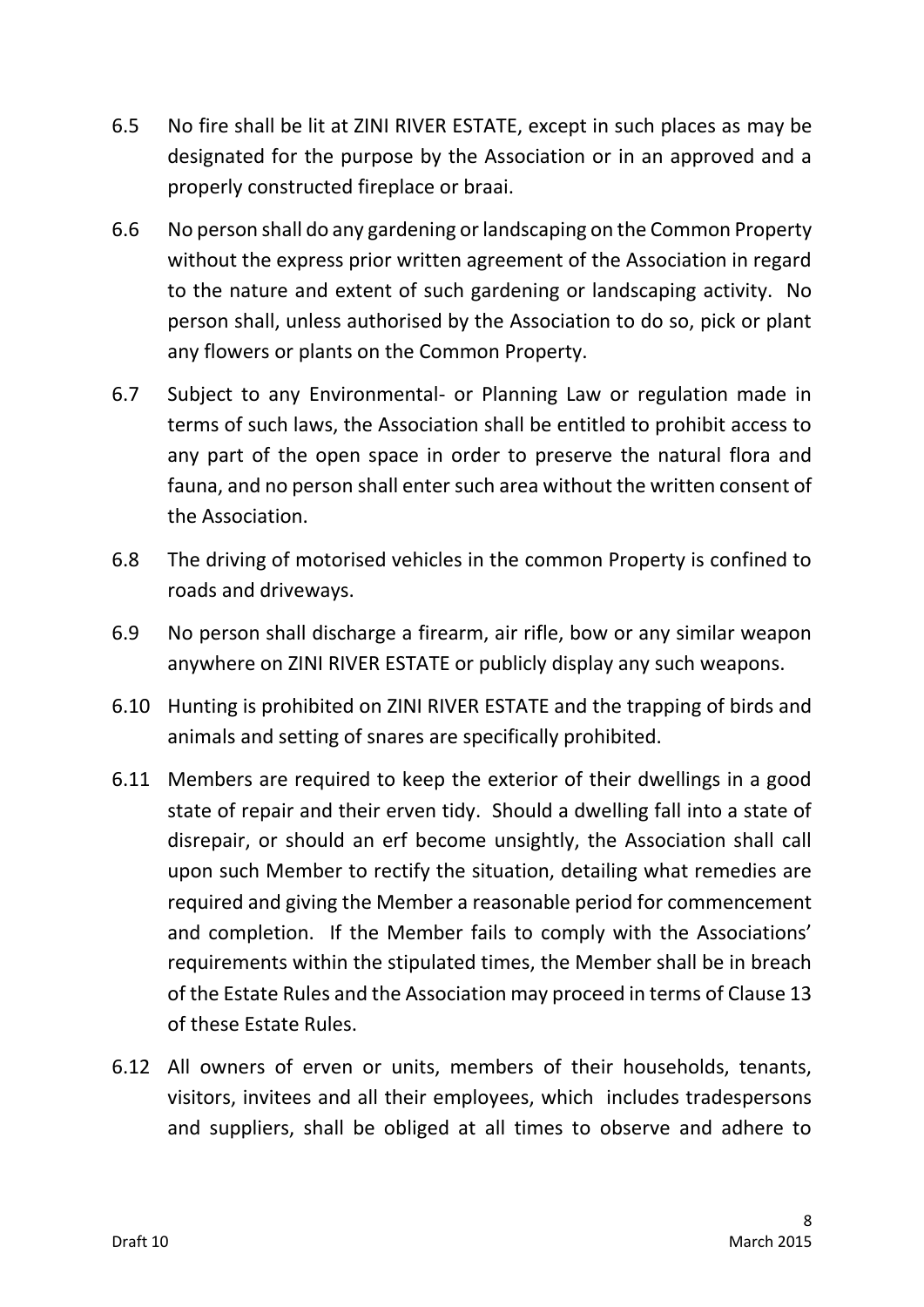6.5 No fire shall be lit at ZINI RIVER ESTATE, except in such places as may be designated for the purpose by the Association or in an approved and a properly constructed fireplace or braai.

6.6 No person shall do any gardening or landscaping on the Common Property without the express prior written agreement of the Association in regard to the nature and extent of such gardening or landscaping activity. No person shall, unless authorised by the Association to do so, pick or plant any flowers or plants on the Common Property.

6.7 Subject to any Environmental- or Planning Law or regulation made in terms of such laws, the Association shall be entitled to prohibit access to any part of the open space in order to preserve the natural flora and fauna, and no person shall enter such area without the written consent of the Association.

6.8 The driving of motorised vehicles in the common Property is confined to roads and driveways.

6.9 No person shall discharge a firearm, air rifle, bow or any similar weapon anywhere on ZINI RIVER ESTATE or publicly display any such weapons.

6.10 Hunting is prohibited on ZINI RIVER ESTATE and the trapping of birds and animals and setting of snares are specifically prohibited.

6.11 Members are required to keep the exterior of their dwellings in a good state of repair and their erven tidy. Should a dwelling fall into a state of disrepair, or should an erf become unsightly, the Association shall call upon such Member to rectify the situation, detailing what remedies are required and giving the Member a reasonable period for commencement and completion. If the Member fails to comply with the Associations' requirements within the stipulated times, the Member shall be in breach of the Estate Rules and the Association may proceed in terms of Clause 13 of these Estate Rules.

6.12 All owners of erven or units, members of their households, tenants, visitors, invitees and all their employees, which includes tradespersons and suppliers, shall be obliged at all times to observe and adhere to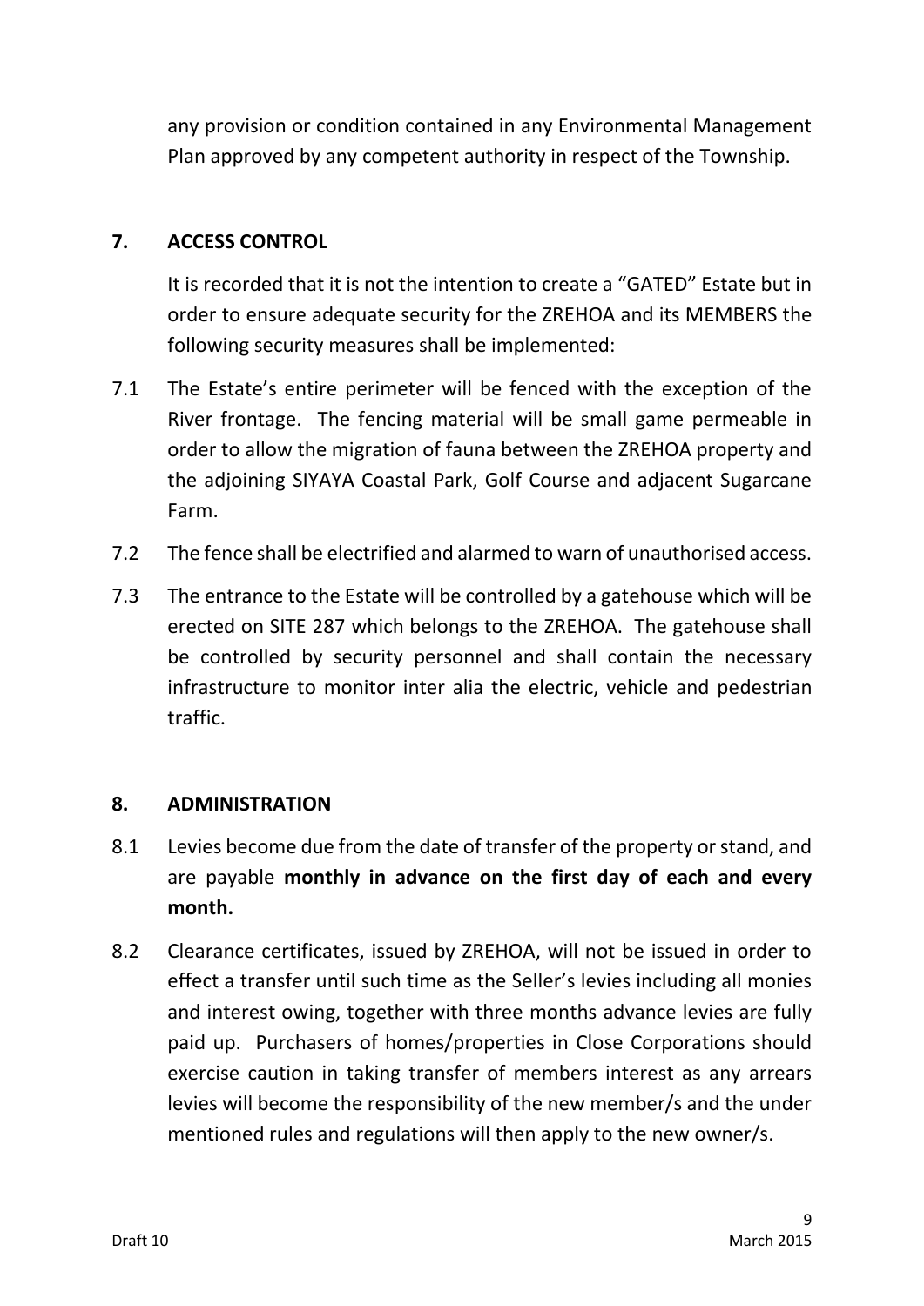any provision or condition contained in any Environmental Management Plan approved by any competent authority in respect of the Township.

## 7. ACCESS CONTROL

It is recorded that it is not the intention to create a "GATED" Estate but in order to ensure adequate security for the ZREHOA and its MEMBERS the following security measures shall be implemented:

7.1 The Estate's entire perimeter will be fenced with the exception of the River frontage. The fencing material will be small game permeable in order to allow the migration of fauna between the ZREHOA property and the adjoining SIYAYA Coastal Park, Golf Course and adjacent Sugarcane Farm.

7.2 The fence shall be electrified and alarmed to warn of unauthorised access.

7.3 The entrance to the Estate will be controlled by a gatehouse which will be erected on SITE 287 which belongs to the ZREHOA. The gatehouse shall be controlled by security personnel and shall contain the necessary infrastructure to monitor inter alia the electric, vehicle and pedestrian traffic.

## 8. ADMINISTRATION

8.1 Levies become due from the date of transfer of the property or stand, and are payable **monthly in advance on the first day of each and every month.**

8.2 Clearance certificates, issued by ZREHOA, will not be issued in order to effect a transfer until such time as the Seller's levies including all monies and interest owing, together with three months advance levies are fully paid up. Purchasers of homes/properties in Close Corporations should exercise caution in taking transfer of members interest as any arrears levies will become the responsibility of the new member/s and the under mentioned rules and regulations will then apply to the new owner/s.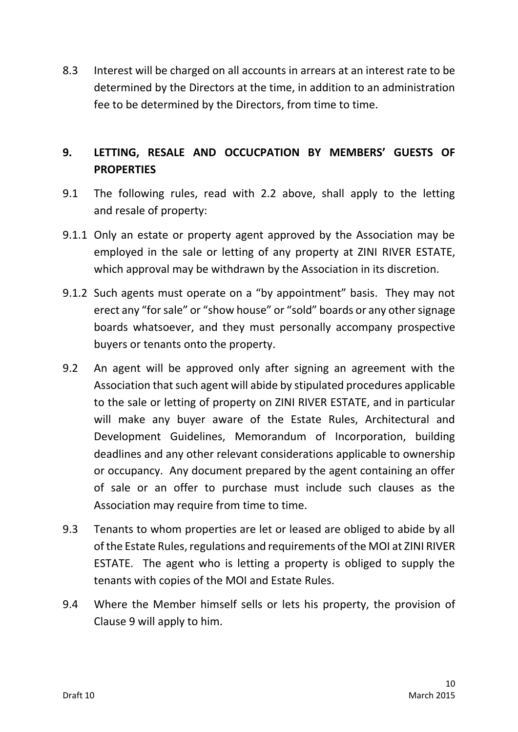8.3 Interest will be charged on all accounts in arrears at an interest rate to be determined by the Directors at the time, in addition to an administration fee to be determined by the Directors, from time to time.

## 9. LETTING, RESALE AND OCCUCPATION BY MEMBERS' GUESTS OF PROPERTIES

9.1 The following rules, read with 2.2 above, shall apply to the letting and resale of property:

9.1.1 Only an estate or property agent approved by the Association may be employed in the sale or letting of any property at ZINI RIVER ESTATE, which approval may be withdrawn by the Association in its discretion.

9.1.2 Such agents must operate on a "by appointment" basis. They may not erect any "for sale" or "show house" or "sold" boards or any other signage boards whatsoever, and they must personally accompany prospective buyers or tenants onto the property.

9.2 An agent will be approved only after signing an agreement with the Association that such agent will abide by stipulated procedures applicable to the sale or letting of property on ZINI RIVER ESTATE, and in particular will make any buyer aware of the Estate Rules, Architectural and Development Guidelines, Memorandum of Incorporation, building deadlines and any other relevant considerations applicable to ownership or occupancy. Any document prepared by the agent containing an offer of sale or an offer to purchase must include such clauses as the Association may require from time to time.

9.3 Tenants to whom properties are let or leased are obliged to abide by all of the Estate Rules, regulations and requirements of the MOI at ZINI RIVER ESTATE. The agent who is letting a property is obliged to supply the tenants with copies of the MOI and Estate Rules.

9.4 Where the Member himself sells or lets his property, the provision of Clause 9 will apply to him.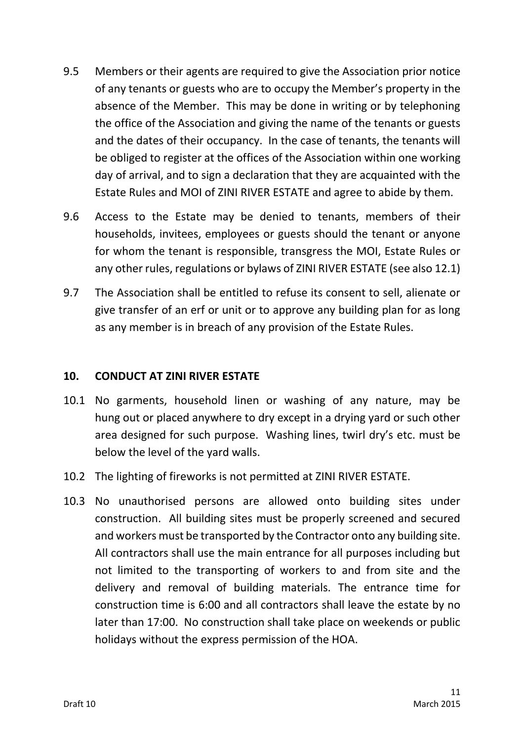9.5 Members or their agents are required to give the Association prior notice of any tenants or guests who are to occupy the Member's property in the absence of the Member. This may be done in writing or by telephoning the office of the Association and giving the name of the tenants or guests and the dates of their occupancy. In the case of tenants, the tenants will be obliged to register at the offices of the Association within one working day of arrival, and to sign a declaration that they are acquainted with the Estate Rules and MOI of ZINI RIVER ESTATE and agree to abide by them.

9.6 Access to the Estate may be denied to tenants, members of their households, invitees, employees or guests should the tenant or anyone for whom the tenant is responsible, transgress the MOI, Estate Rules or any other rules, regulations or bylaws of ZINI RIVER ESTATE (see also 12.1)

9.7 The Association shall be entitled to refuse its consent to sell, alienate or give transfer of an erf or unit or to approve any building plan for as long as any member is in breach of any provision of the Estate Rules.

## 10. CONDUCT AT ZINI RIVER ESTATE

10.1 No garments, household linen or washing of any nature, may be hung out or placed anywhere to dry except in a drying yard or such other area designed for such purpose. Washing lines, twirl dry's etc. must be below the level of the yard walls.

10.2 The lighting of fireworks is not permitted at ZINI RIVER ESTATE.

10.3 No unauthorised persons are allowed onto building sites under construction. All building sites must be properly screened and secured and workers must be transported by the Contractor onto any building site. All contractors shall use the main entrance for all purposes including but not limited to the transporting of workers to and from site and the delivery and removal of building materials. The entrance time for construction time is 6:00 and all contractors shall leave the estate by no later than 17:00. No construction shall take place on weekends or public holidays without the express permission of the HOA.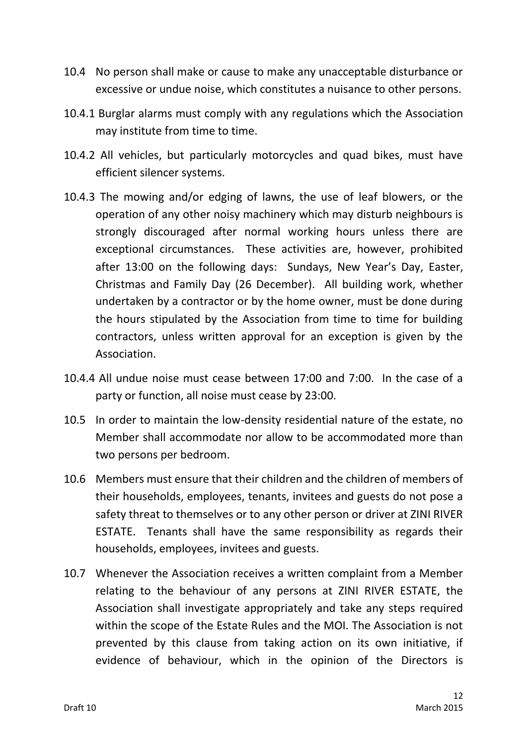10.4 No person shall make or cause to make any unacceptable disturbance or excessive or undue noise, which constitutes a nuisance to other persons.

10.4.1 Burglar alarms must comply with any regulations which the Association may institute from time to time.

10.4.2 All vehicles, but particularly motorcycles and quad bikes, must have efficient silencer systems.

10.4.3 The mowing and/or edging of lawns, the use of leaf blowers, or the operation of any other noisy machinery which may disturb neighbours is strongly discouraged after normal working hours unless there are exceptional circumstances. These activities are, however, prohibited after 13:00 on the following days: Sundays, New Year's Day, Easter, Christmas and Family Day (26 December). All building work, whether undertaken by a contractor or by the home owner, must be done during the hours stipulated by the Association from time to time for building contractors, unless written approval for an exception is given by the Association.

10.4.4 All undue noise must cease between 17:00 and 7:00. In the case of a party or function, all noise must cease by 23:00.

10.5 In order to maintain the low-density residential nature of the estate, no Member shall accommodate nor allow to be accommodated more than two persons per bedroom.

10.6 Members must ensure that their children and the children of members of their households, employees, tenants, invitees and guests do not pose a safety threat to themselves or to any other person or driver at ZINI RIVER ESTATE. Tenants shall have the same responsibility as regards their households, employees, invitees and guests.

10.7 Whenever the Association receives a written complaint from a Member relating to the behaviour of any persons at ZINI RIVER ESTATE, the Association shall investigate appropriately and take any steps required within the scope of the Estate Rules and the MOI. The Association is not prevented by this clause from taking action on its own initiative, if evidence of behaviour, which in the opinion of the Directors is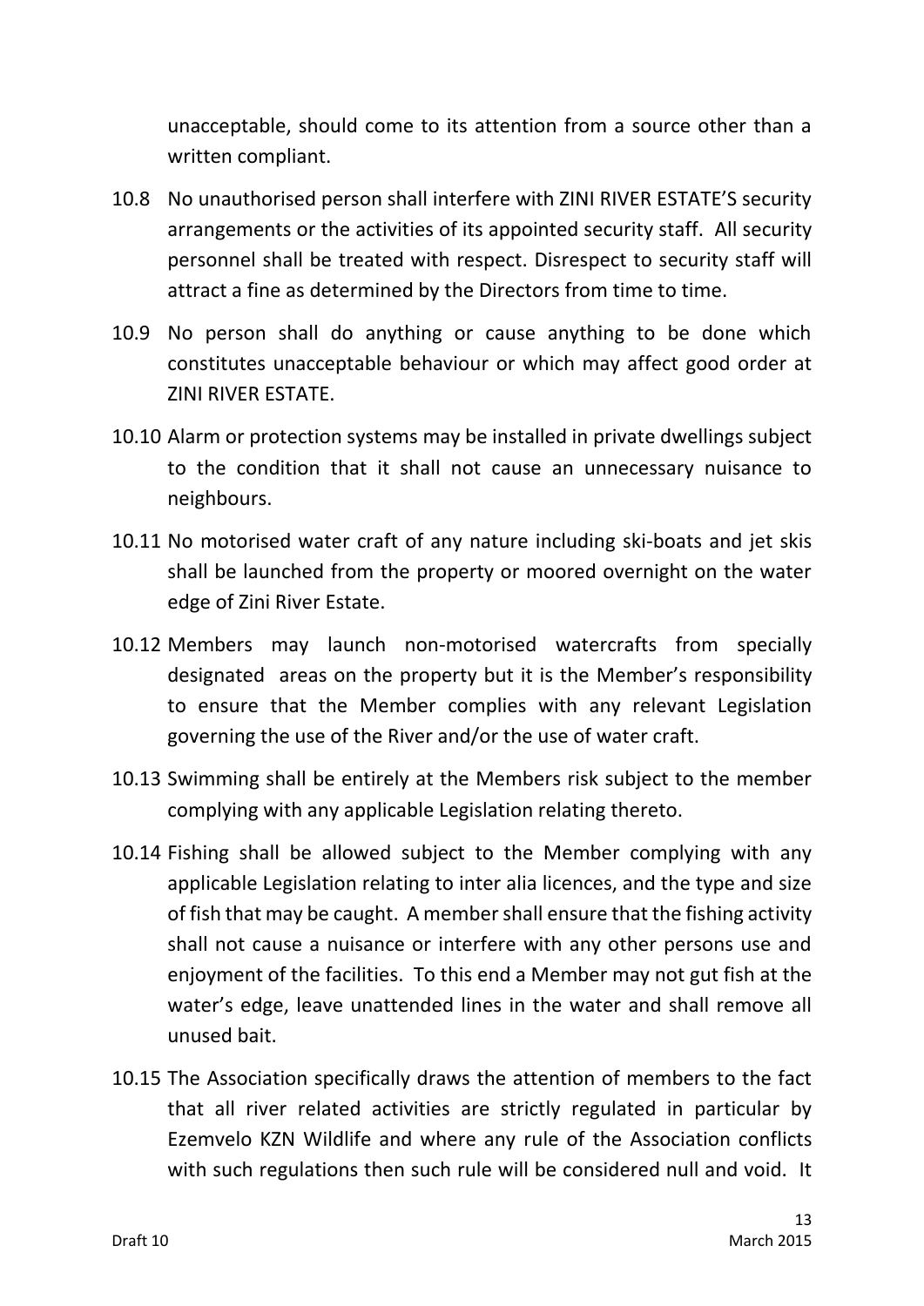unacceptable, should come to its attention from a source other than a written compliant.

10.8 No unauthorised person shall interfere with ZINI RIVER ESTATE'S security arrangements or the activities of its appointed security staff. All security personnel shall be treated with respect. Disrespect to security staff will attract a fine as determined by the Directors from time to time.

10.9 No person shall do anything or cause anything to be done which constitutes unacceptable behaviour or which may affect good order at ZINI RIVER ESTATE.

10.10 Alarm or protection systems may be installed in private dwellings subject to the condition that it shall not cause an unnecessary nuisance to neighbours.

10.11 No motorised water craft of any nature including ski-boats and jet skis shall be launched from the property or moored overnight on the water edge of Zini River Estate.

10.12 Members may launch non-motorised watercrafts from specially designated areas on the property but it is the Member's responsibility to ensure that the Member complies with any relevant Legislation governing the use of the River and/or the use of water craft.

10.13 Swimming shall be entirely at the Members risk subject to the member complying with any applicable Legislation relating thereto.

10.14 Fishing shall be allowed subject to the Member complying with any applicable Legislation relating to inter alia licences, and the type and size of fish that may be caught. A member shall ensure that the fishing activity shall not cause a nuisance or interfere with any other persons use and enjoyment of the facilities. To this end a Member may not gut fish at the water's edge, leave unattended lines in the water and shall remove all unused bait.

10.15 The Association specifically draws the attention of members to the fact that all river related activities are strictly regulated in particular by Ezemvelo KZN Wildlife and where any rule of the Association conflicts with such regulations then such rule will be considered null and void. It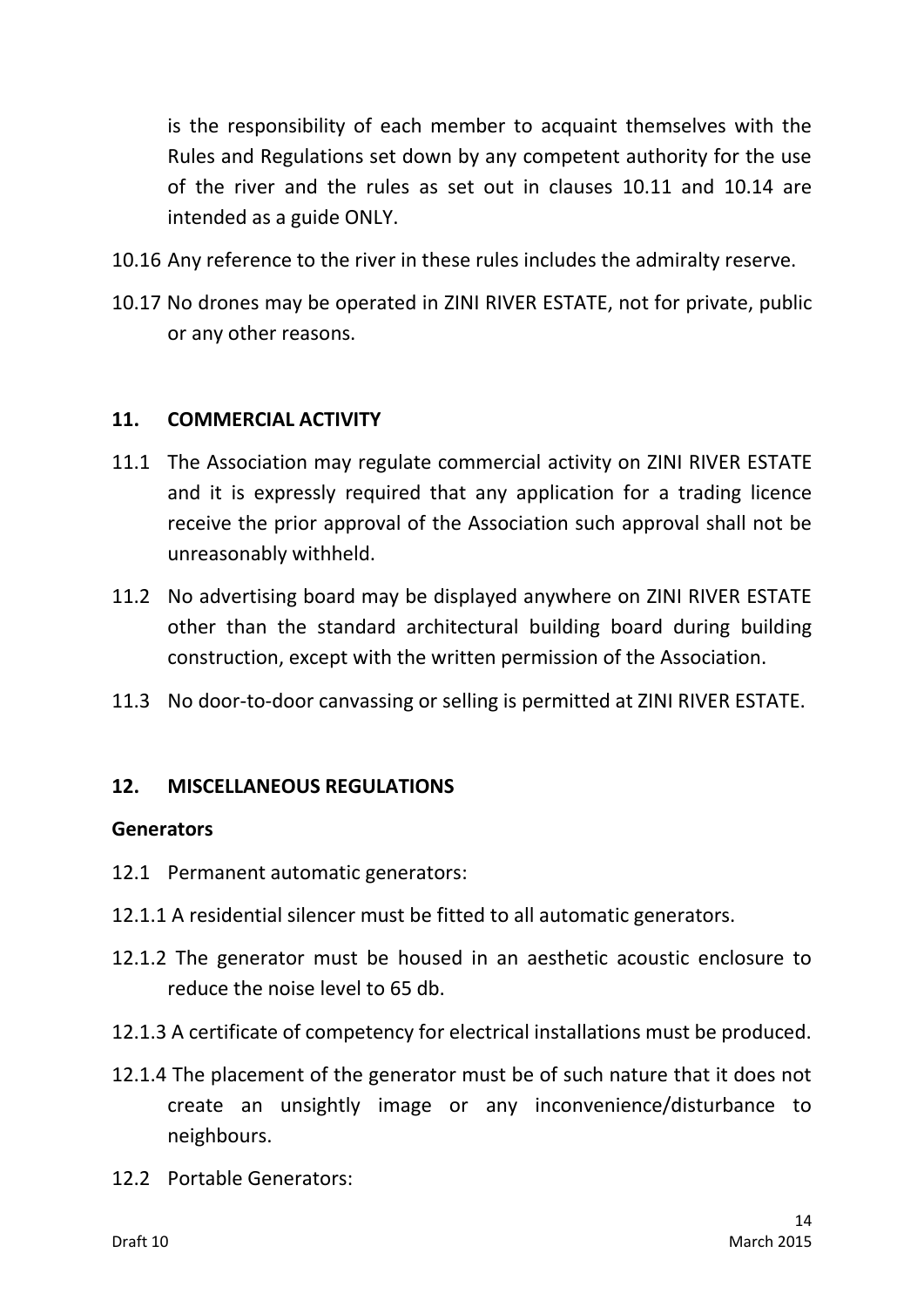is the responsibility of each member to acquaint themselves with the Rules and Regulations set down by any competent authority for the use of the river and the rules as set out in clauses 10.11 and 10.14 are intended as a guide ONLY.

10.16 Any reference to the river in these rules includes the admiralty reserve.

10.17 No drones may be operated in ZINI RIVER ESTATE, not for private, public or any other reasons.

## 11. COMMERCIAL ACTIVITY

11.1 The Association may regulate commercial activity on ZINI RIVER ESTATE and it is expressly required that any application for a trading licence receive the prior approval of the Association such approval shall not be unreasonably withheld.

11.2 No advertising board may be displayed anywhere on ZINI RIVER ESTATE other than the standard architectural building board during building construction, except with the written permission of the Association.

11.3 No door-to-door canvassing or selling is permitted at ZINI RIVER ESTATE.

## 12. MISCELLANEOUS REGULATIONS

**Generators**

12.1 Permanent automatic generators:

12.1.1 A residential silencer must be fitted to all automatic generators.

12.1.2 The generator must be housed in an aesthetic acoustic enclosure to reduce the noise level to 65 db.

12.1.3 A certificate of competency for electrical installations must be produced.

12.1.4 The placement of the generator must be of such nature that it does not create an unsightly image or any inconvenience/disturbance to neighbours.

12.2 Portable Generators: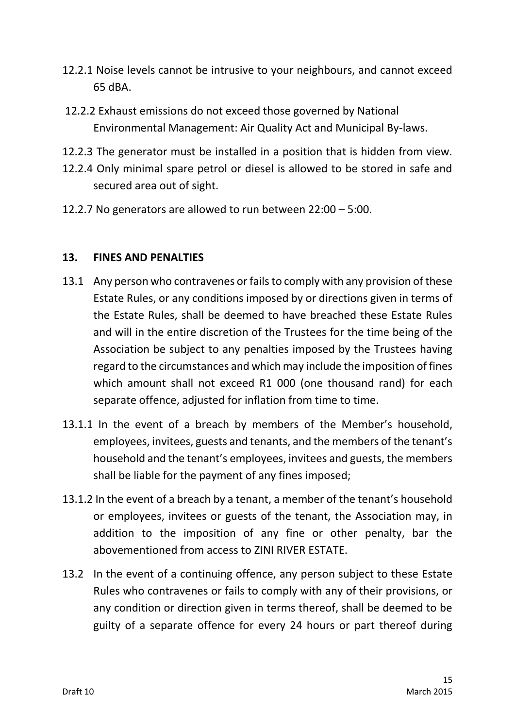12.2.1 Noise levels cannot be intrusive to your neighbours, and cannot exceed 65 dBA.

12.2.2 Exhaust emissions do not exceed those governed by National Environmental Management: Air Quality Act and Municipal By-laws.

12.2.3 The generator must be installed in a position that is hidden from view.

12.2.4 Only minimal spare petrol or diesel is allowed to be stored in safe and secured area out of sight.

12.2.7 No generators are allowed to run between 22:00 – 5:00.

## 13. FINES AND PENALTIES

13.1 Any person who contravenes or fails to comply with any provision of these Estate Rules, or any conditions imposed by or directions given in terms of the Estate Rules, shall be deemed to have breached these Estate Rules and will in the entire discretion of the Trustees for the time being of the Association be subject to any penalties imposed by the Trustees having regard to the circumstances and which may include the imposition of fines which amount shall not exceed R1 000 (one thousand rand) for each separate offence, adjusted for inflation from time to time.

13.1.1 In the event of a breach by members of the Member's household, employees, invitees, guests and tenants, and the members of the tenant's household and the tenant's employees, invitees and guests, the members shall be liable for the payment of any fines imposed;

13.1.2 In the event of a breach by a tenant, a member of the tenant's household or employees, invitees or guests of the tenant, the Association may, in addition to the imposition of any fine or other penalty, bar the abovementioned from access to ZINI RIVER ESTATE.

13.2 In the event of a continuing offence, any person subject to these Estate Rules who contravenes or fails to comply with any of their provisions, or any condition or direction given in terms thereof, shall be deemed to be guilty of a separate offence for every 24 hours or part thereof during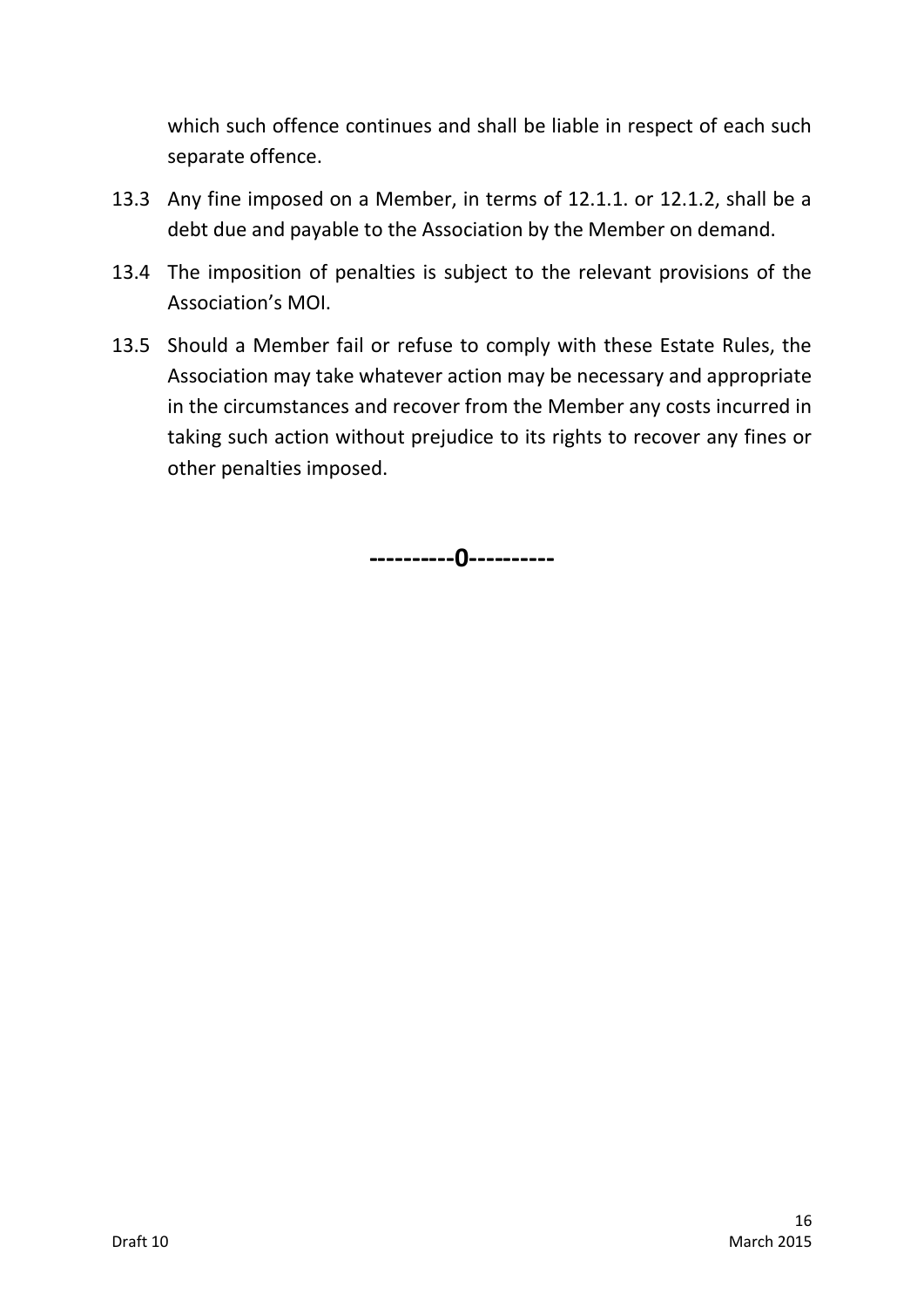which such offence continues and shall be liable in respect of each such separate offence.

13.3 Any fine imposed on a Member, in terms of 12.1.1. or 12.1.2, shall be a debt due and payable to the Association by the Member on demand.

13.4 The imposition of penalties is subject to the relevant provisions of the Association's MOI.

13.5 Should a Member fail or refuse to comply with these Estate Rules, the Association may take whatever action may be necessary and appropriate in the circumstances and recover from the Member any costs incurred in taking such action without prejudice to its rights to recover any fines or other penalties imposed.

**----------0----------**